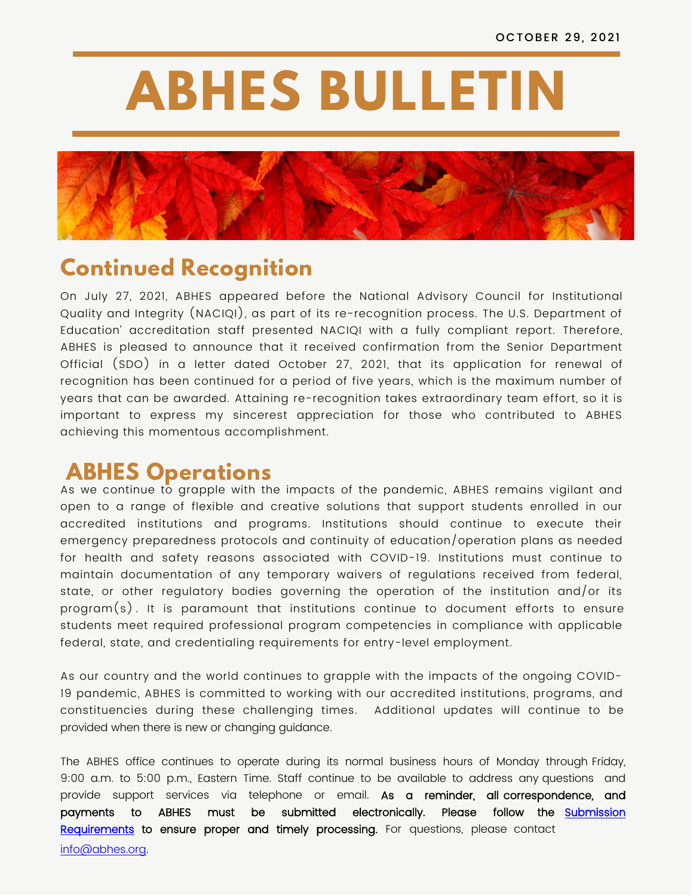OCTOBER 29, 2021

# ABHES BULLETIN

## Continued Recognition

On July 27, 2021, ABHES appeared before the National Advisory Council for Institutional Quality and Integrity (NACIQI), as part of its re-recognition process. The U.S. Department of Education' accreditation staff presented NACIQI with a fully compliant report. Therefore, ABHES is pleased to announce that it received confirmation from the Senior Department Official (SDO) in a letter dated October 27, 2021, that its application for renewal of recognition has been continued for a period of five years, which is the maximum number of years that can be awarded. Attaining re-recognition takes extraordinary team effort, so it is important to express my sincerest appreciation for those who contributed to ABHES achieving this momentous accomplishment.

## ABHES Operations

As we continue to grapple with the impacts of the pandemic, ABHES remains vigilant and open to a range of flexible and creative solutions that support students enrolled in our accredited institutions and programs. Institutions should continue to execute their emergency preparedness protocols and continuity of education/operation plans as needed for health and safety reasons associated with COVID-19. Institutions must continue to maintain documentation of any temporary waivers of regulations received from federal, state, or other regulatory bodies governing the operation of the institution and/or its program(s). It is paramount that institutions continue to document efforts to ensure students meet required professional program competencies in compliance with applicable federal, state, and credentialing requirements for entry-level employment.

As our country and the world continues to grapple with the impacts of the ongoing COVID-19 pandemic, ABHES is committed to working with our accredited institutions, programs, and constituencies during these challenging times. Additional updates will continue to be provided when there is new or changing guidance.

The ABHES office continues to operate during its normal business hours of Monday through Friday, 9:00 a.m. to 5:00 p.m., Eastern Time. Staff continue to be available to address any questions and provide support services via telephone or email. **As a reminder, all correspondence, and payments to ABHES must be submitted electronically. Please follow the Submission Requirements to ensure proper and timely processing.** For questions, please contact info@abhes.org.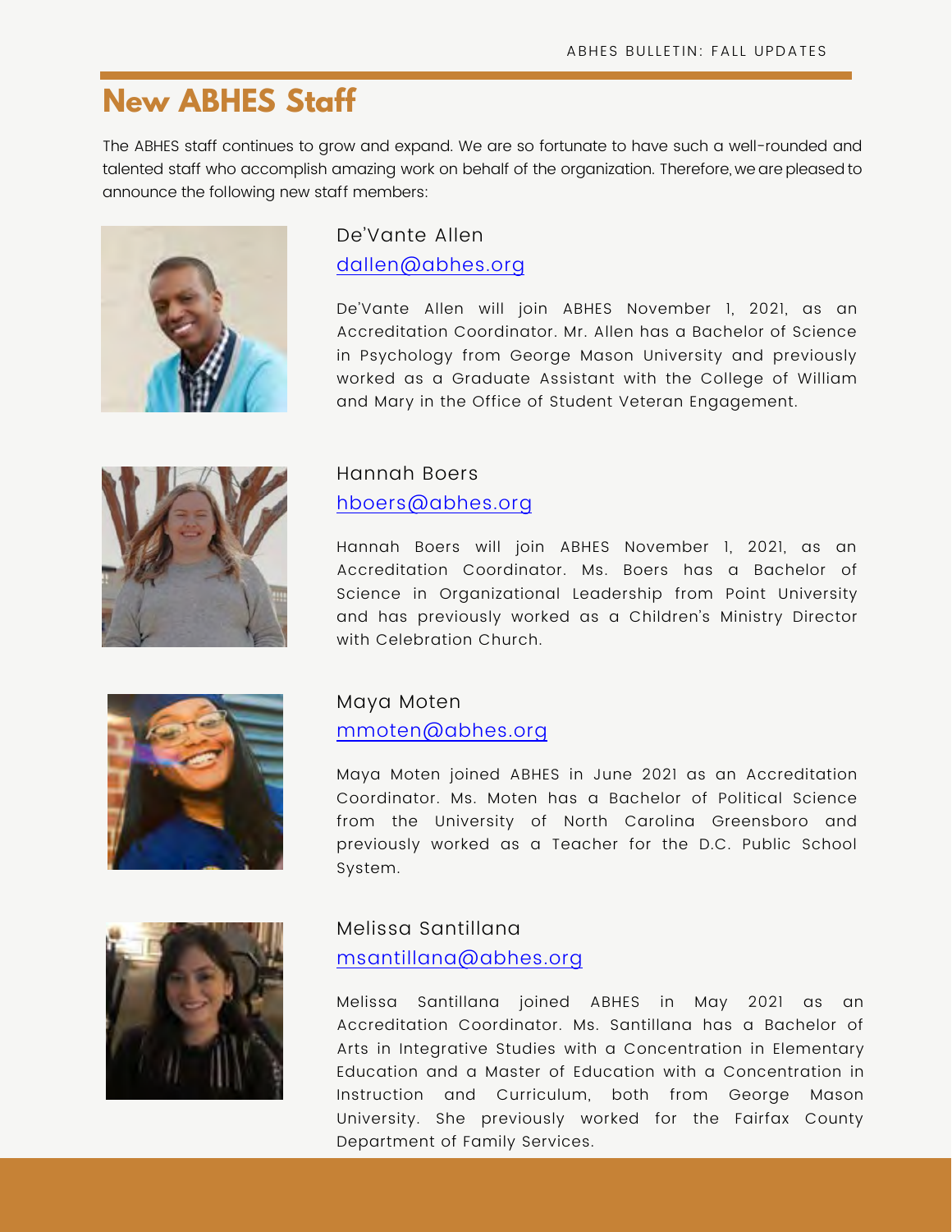# New ABHES Staff

The ABHES staff continues to grow and expand. We are so fortunate to have such a well-rounded and talented staff who accomplish amazing work on behalf of the organization. Therefore, we are pleased to announce the following new staff members:

### De'Vante Allen

dallen@abhes.org

De'Vante Allen will join ABHES November 1, 2021, as an Accreditation Coordinator. Mr. Allen has a Bachelor of Science in Psychology from George Mason University and previously worked as a Graduate Assistant with the College of William and Mary in the Office of Student Veteran Engagement.

### Hannah Boers

hboers@abhes.org

Hannah Boers will join ABHES November 1, 2021, as an Accreditation Coordinator. Ms. Boers has a Bachelor of Science in Organizational Leadership from Point University and has previously worked as a Children's Ministry Director with Celebration Church.

### Maya Moten

mmoten@abhes.org

Maya Moten joined ABHES in June 2021 as an Accreditation Coordinator. Ms. Moten has a Bachelor of Political Science from the University of North Carolina Greensboro and previously worked as a Teacher for the D.C. Public School System.

### Melissa Santillana

msantillana@abhes.org

Melissa Santillana joined ABHES in May 2021 as an Accreditation Coordinator. Ms. Santillana has a Bachelor of Arts in Integrative Studies with a Concentration in Elementary Education and a Master of Education with a Concentration in Instruction and Curriculum, both from George Mason University. She previously worked for the Fairfax County Department of Family Services.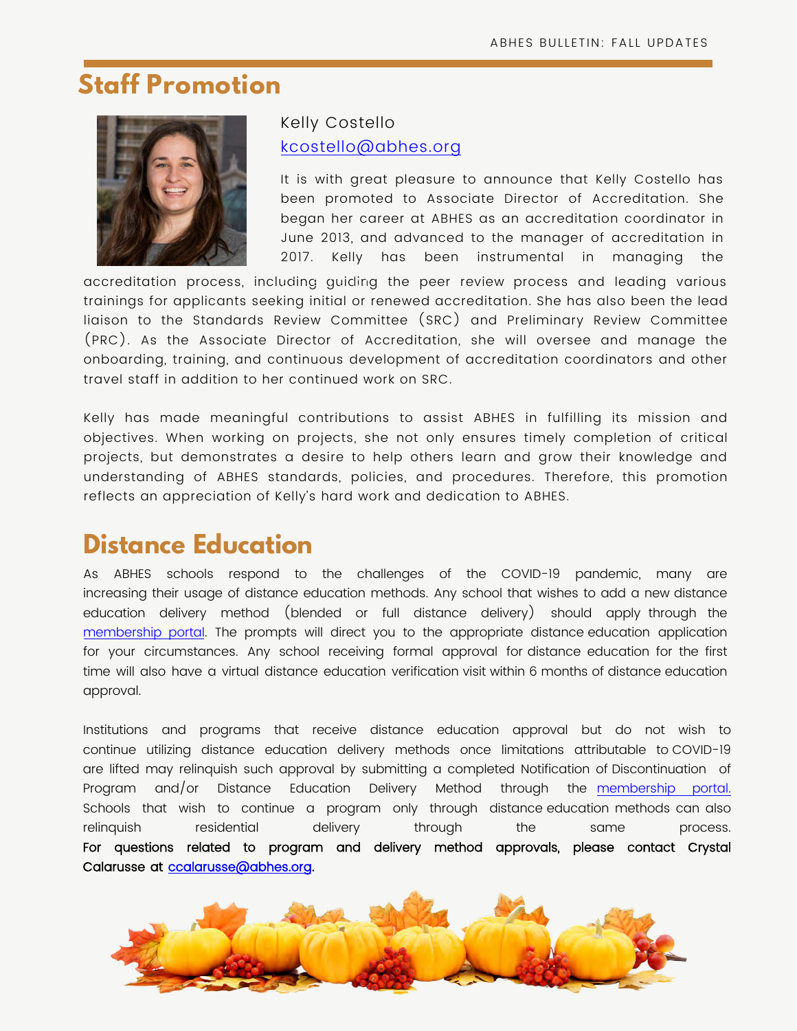## Staff Promotion

Kelly Costello
kcostello@abhes.org

It is with great pleasure to announce that Kelly Costello has been promoted to Associate Director of Accreditation. She began her career at ABHES as an accreditation coordinator in June 2013, and advanced to the manager of accreditation in 2017. Kelly has been instrumental in managing the accreditation process, including guiding the peer review process and leading various trainings for applicants seeking initial or renewed accreditation. She has also been the lead liaison to the Standards Review Committee (SRC) and Preliminary Review Committee (PRC). As the Associate Director of Accreditation, she will oversee and manage the onboarding, training, and continuous development of accreditation coordinators and other travel staff in addition to her continued work on SRC.

Kelly has made meaningful contributions to assist ABHES in fulfilling its mission and objectives. When working on projects, she not only ensures timely completion of critical projects, but demonstrates a desire to help others learn and grow their knowledge and understanding of ABHES standards, policies, and procedures. Therefore, this promotion reflects an appreciation of Kelly's hard work and dedication to ABHES.

## Distance Education

As ABHES schools respond to the challenges of the COVID-19 pandemic, many are increasing their usage of distance education methods. Any school that wishes to add a new distance education delivery method (blended or full distance delivery) should apply through the membership portal. The prompts will direct you to the appropriate distance education application for your circumstances. Any school receiving formal approval for distance education for the first time will also have a virtual distance education verification visit within 6 months of distance education approval.

Institutions and programs that receive distance education approval but do not wish to continue utilizing distance education delivery methods once limitations attributable to COVID-19 are lifted may relinquish such approval by submitting a completed Notification of Discontinuation of Program and/or Distance Education Delivery Method through the membership portal. Schools that wish to continue a program only through distance education methods can also relinquish residential delivery through the same process. **For questions related to program and delivery method approvals, please contact Crystal Calarusse at ccalarusse@abhes.org.**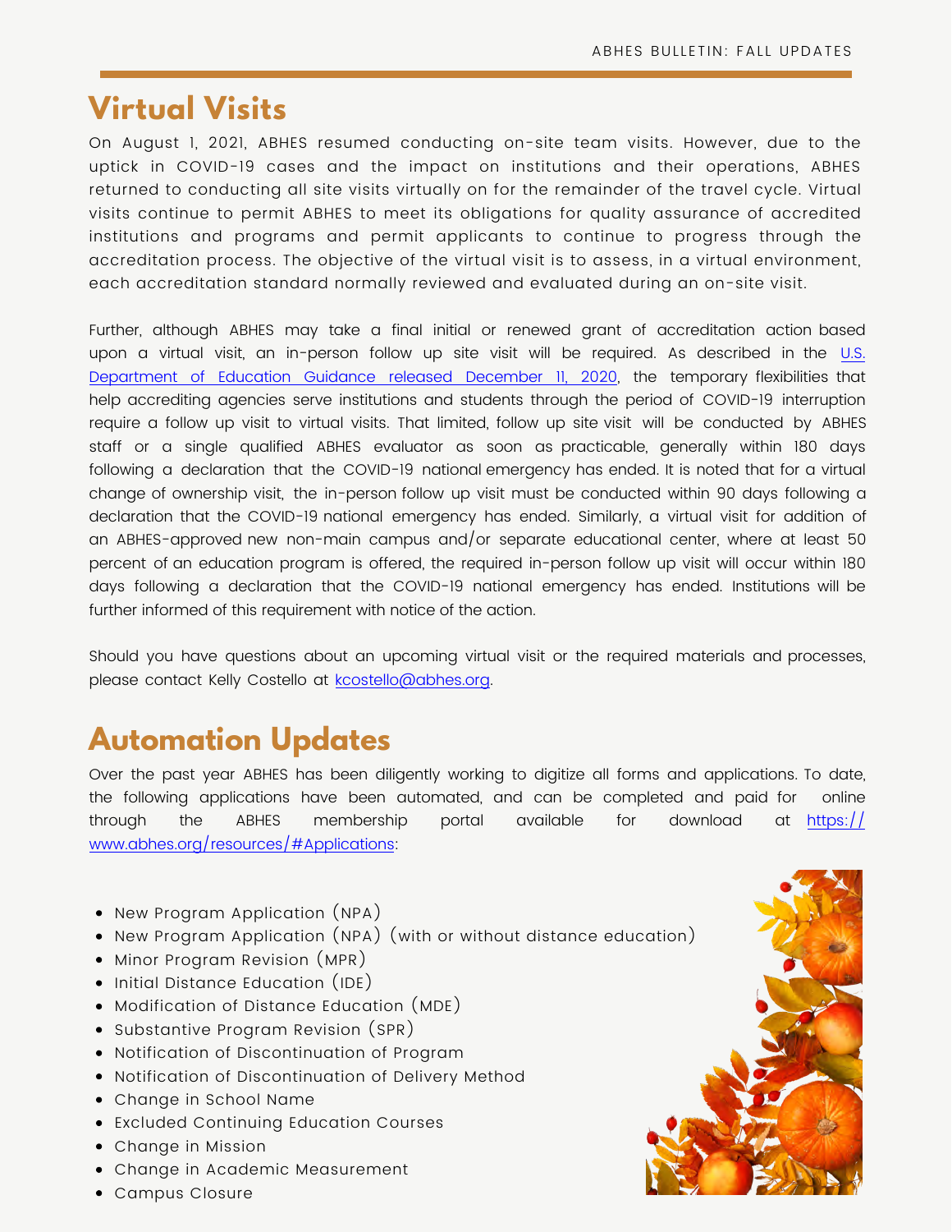# Virtual Visits

On August 1, 2021, ABHES resumed conducting on-site team visits. However, due to the uptick in COVID-19 cases and the impact on institutions and their operations, ABHES returned to conducting all site visits virtually on for the remainder of the travel cycle. Virtual visits continue to permit ABHES to meet its obligations for quality assurance of accredited institutions and programs and permit applicants to continue to progress through the accreditation process. The objective of the virtual visit is to assess, in a virtual environment, each accreditation standard normally reviewed and evaluated during an on-site visit.

Further, although ABHES may take a final initial or renewed grant of accreditation action based upon a virtual visit, an in-person follow up site visit will be required. As described in the U.S. Department of Education Guidance released December 11, 2020, the temporary flexibilities that help accrediting agencies serve institutions and students through the period of COVID-19 interruption require a follow up visit to virtual visits. That limited, follow up site visit will be conducted by ABHES staff or a single qualified ABHES evaluator as soon as practicable, generally within 180 days following a declaration that the COVID-19 national emergency has ended. It is noted that for a virtual change of ownership visit, the in-person follow up visit must be conducted within 90 days following a declaration that the COVID-19 national emergency has ended. Similarly, a virtual visit for addition of an ABHES-approved new non-main campus and/or separate educational center, where at least 50 percent of an education program is offered, the required in-person follow up visit will occur within 180 days following a declaration that the COVID-19 national emergency has ended. Institutions will be further informed of this requirement with notice of the action.

Should you have questions about an upcoming virtual visit or the required materials and processes, please contact Kelly Costello at kcostello@abhes.org.

# Automation Updates

Over the past year ABHES has been diligently working to digitize all forms and applications. To date, the following applications have been automated, and can be completed and paid for online through the ABHES membership portal available for download at https://www.abhes.org/resources/#Applications:

- New Program Application (NPA)
- New Program Application (NPA) (with or without distance education)
- Minor Program Revision (MPR)
- Initial Distance Education (IDE)
- Modification of Distance Education (MDE)
- Substantive Program Revision (SPR)
- Notification of Discontinuation of Program
- Notification of Discontinuation of Delivery Method
- Change in School Name
- Excluded Continuing Education Courses
- Change in Mission
- Change in Academic Measurement
- Campus Closure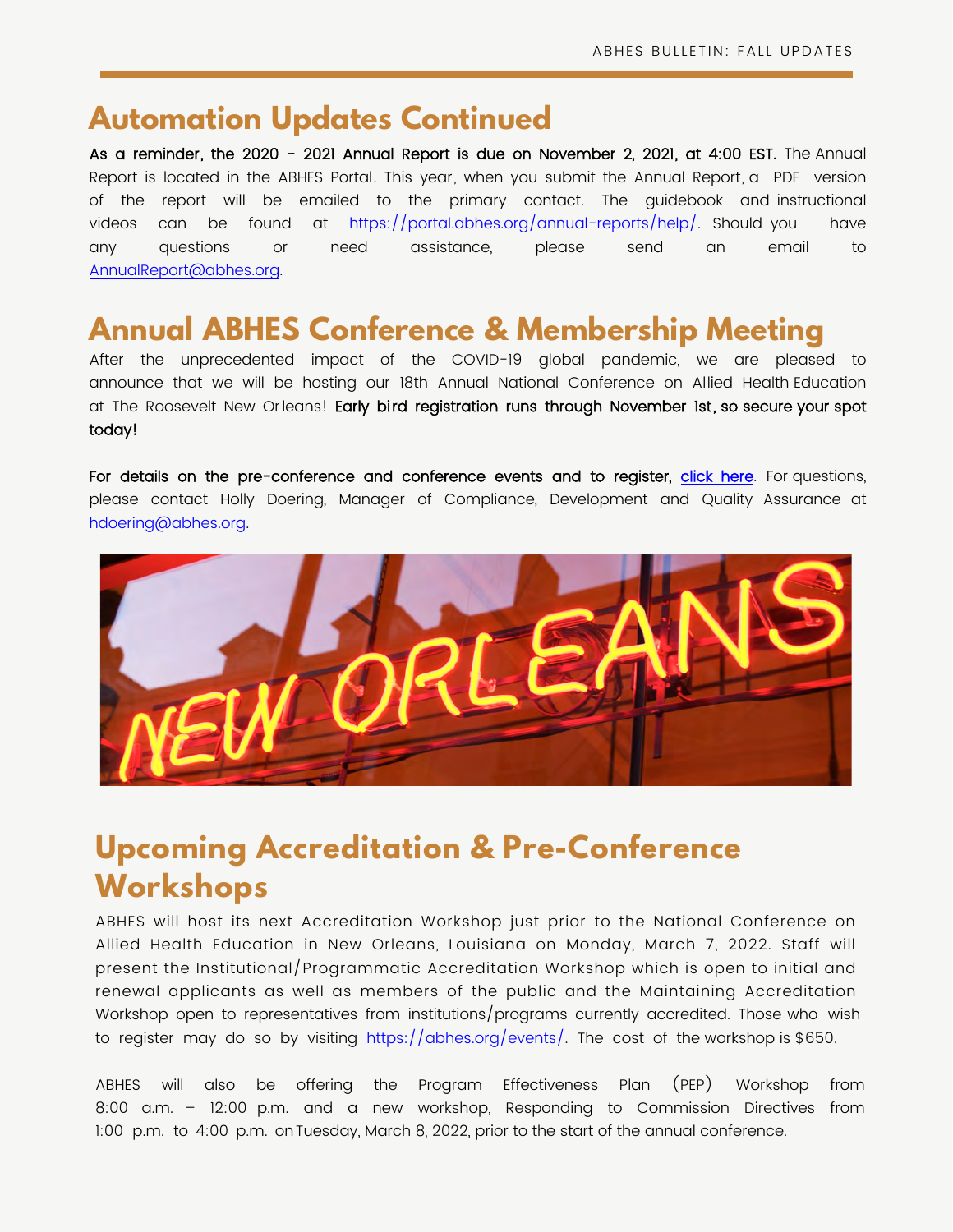## Automation Updates Continued

**As a reminder, the 2020 - 2021 Annual Report is due on November 2, 2021, at 4:00 EST.** The Annual Report is located in the ABHES Portal. This year, when you submit the Annual Report, a PDF version of the report will be emailed to the primary contact. The guidebook and instructional videos can be found at https://portal.abhes.org/annual-reports/help/. Should you have any questions or need assistance, please send an email to AnnualReport@abhes.org.

## Annual ABHES Conference & Membership Meeting

After the unprecedented impact of the COVID-19 global pandemic, we are pleased to announce that we will be hosting our 18th Annual National Conference on Allied Health Education at The Roosevelt New Orleans! **Early bird registration runs through November 1st, so secure your spot today!**

**For details on the pre-conference and conference events and to register, click here.** For questions, please contact Holly Doering, Manager of Compliance, Development and Quality Assurance at hdoering@abhes.org.

## Upcoming Accreditation & Pre-Conference Workshops

ABHES will host its next Accreditation Workshop just prior to the National Conference on Allied Health Education in New Orleans, Louisiana on Monday, March 7, 2022. Staff will present the Institutional/Programmatic Accreditation Workshop which is open to initial and renewal applicants as well as members of the public and the Maintaining Accreditation Workshop open to representatives from institutions/programs currently accredited. Those who wish to register may do so by visiting https://abhes.org/events/. The cost of the workshop is $650.

ABHES will also be offering the Program Effectiveness Plan (PEP) Workshop from 8:00 a.m. – 12:00 p.m. and a new workshop, Responding to Commission Directives from 1:00 p.m. to 4:00 p.m. on Tuesday, March 8, 2022, prior to the start of the annual conference.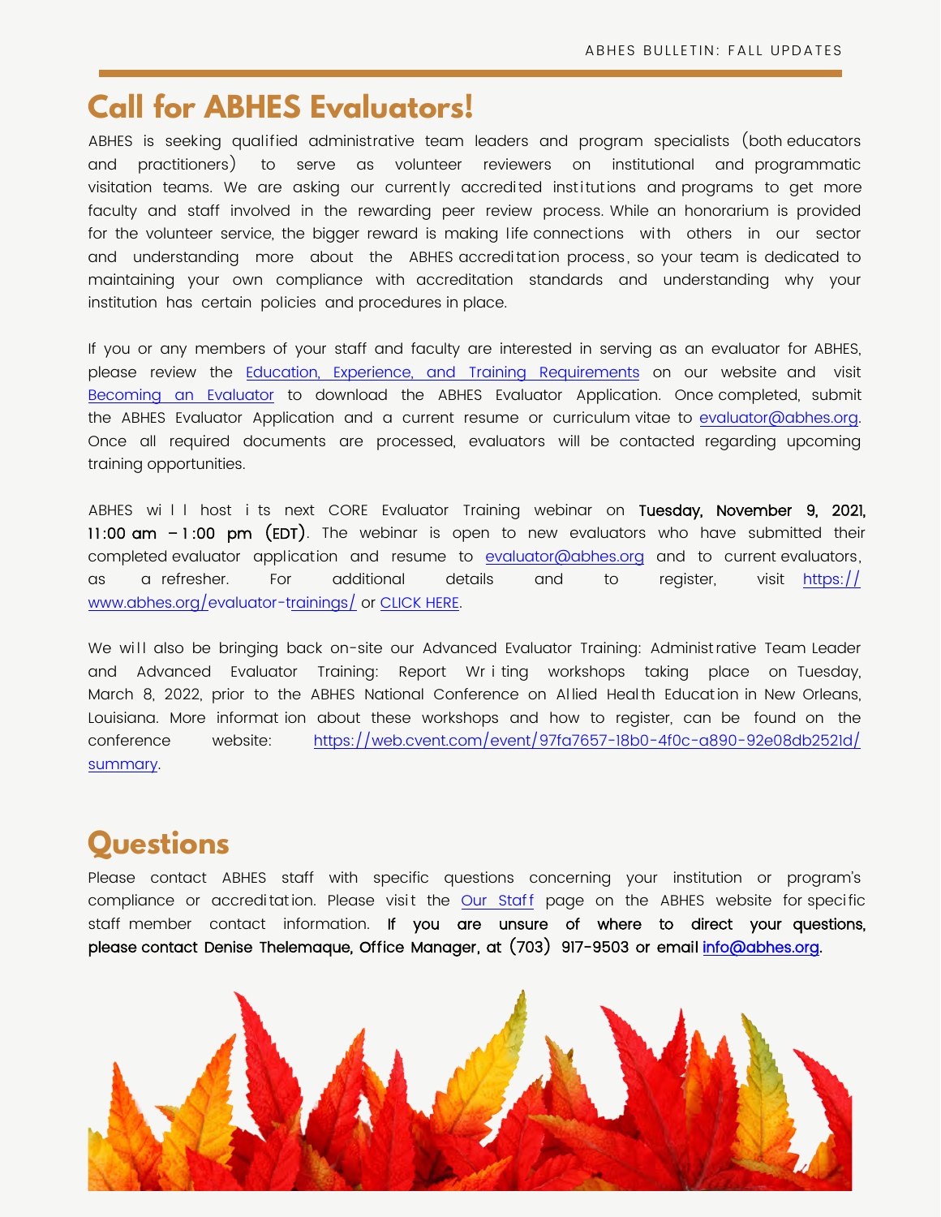# Call for ABHES Evaluators!

ABHES is seeking qualified administrative team leaders and program specialists (both educators and practitioners) to serve as volunteer reviewers on institutional and programmatic visitation teams. We are asking our currently accredited institutions and programs to get more faculty and staff involved in the rewarding peer review process. While an honorarium is provided for the volunteer service, the bigger reward is making life connections with others in our sector and understanding more about the ABHES accreditation process, so your team is dedicated to maintaining your own compliance with accreditation standards and understanding why your institution has certain policies and procedures in place.

If you or any members of your staff and faculty are interested in serving as an evaluator for ABHES, please review the Education, Experience, and Training Requirements on our website and visit Becoming an Evaluator to download the ABHES Evaluator Application. Once completed, submit the ABHES Evaluator Application and a current resume or curriculum vitae to evaluator@abhes.org. Once all required documents are processed, evaluators will be contacted regarding upcoming training opportunities.

ABHES will host its next CORE Evaluator Training webinar on **Tuesday, November 9, 2021, 11:00 am – 1:00 pm (EDT)**. The webinar is open to new evaluators who have submitted their completed evaluator application and resume to evaluator@abhes.org and to current evaluators, as a refresher. For additional details and to register, visit https://www.abhes.org/evaluator-trainings/ or CLICK HERE.

We will also be bringing back on-site our Advanced Evaluator Training: Administrative Team Leader and Advanced Evaluator Training: Report Writing workshops taking place on Tuesday, March 8, 2022, prior to the ABHES National Conference on Allied Health Education in New Orleans, Louisiana. More information about these workshops and how to register, can be found on the conference website: https://web.cvent.com/event/97fa7657-18b0-4f0c-a890-92e08db2521d/summary.

# Questions

Please contact ABHES staff with specific questions concerning your institution or program's compliance or accreditation. Please visit the Our Staff page on the ABHES website for specific staff member contact information. **If you are unsure of where to direct your questions, please contact Denise Thelemaque, Office Manager, at (703) 917-9503 or email info@abhes.org.**